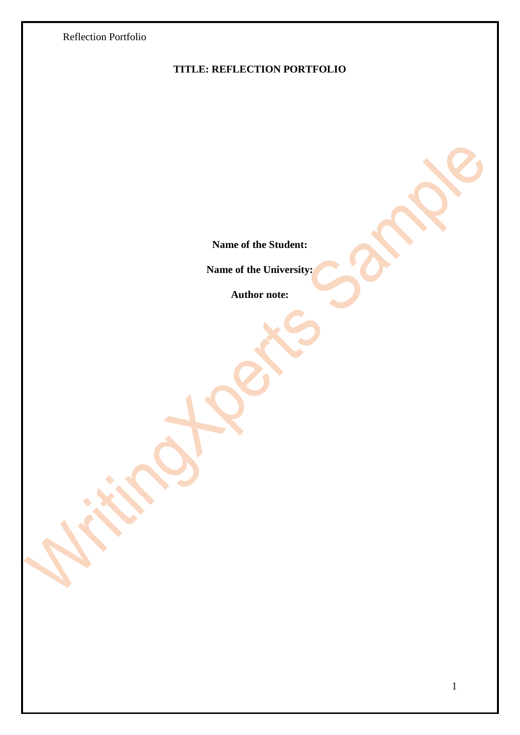**TITLE: REFLECTION PORTFOLIO**

**Name of the Student:**

**Name of the University:**

**Author note:**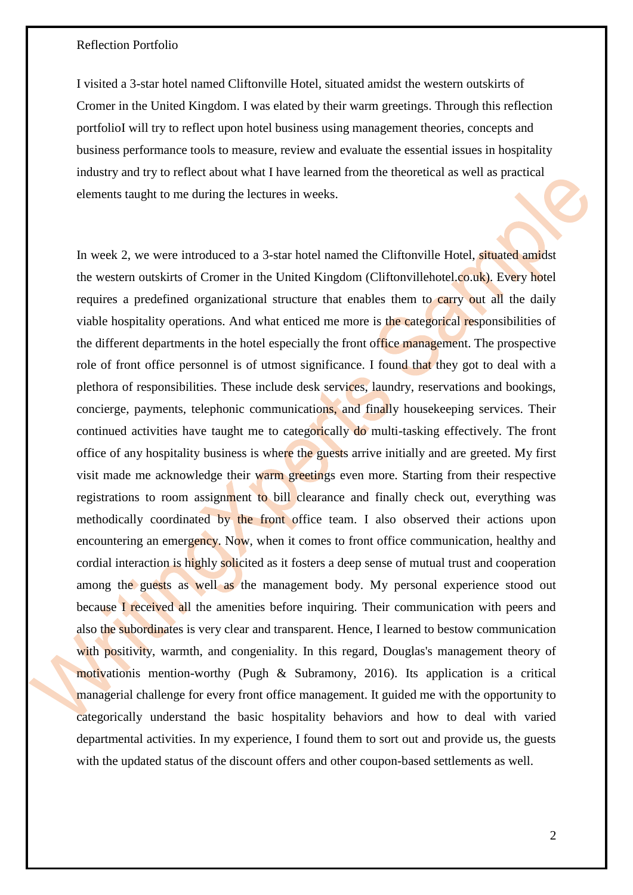Reflection Portfolio

I visited a 3-star hotel named Cliftonville Hotel, situated amidst the western outskirts of Cromer in the United Kingdom. I was elated by their warm greetings. Through this reflection portfolioI will try to reflect upon hotel business using management theories, concepts and business performance tools to measure, review and evaluate the essential issues in hospitality industry and try to reflect about what I have learned from the theoretical as well as practical elements taught to me during the lectures in weeks.

In week 2, we were introduced to a 3-star hotel named the Cliftonville Hotel, situated amidst the western outskirts of Cromer in the United Kingdom (Cliftonvillehotel.co.uk). Every hotel requires a predefined organizational structure that enables them to carry out all the daily viable hospitality operations. And what enticed me more is the categorical responsibilities of the different departments in the hotel especially the front office management. The prospective role of front office personnel is of utmost significance. I found that they got to deal with a plethora of responsibilities. These include desk services, laundry, reservations and bookings, concierge, payments, telephonic communications, and finally housekeeping services. Their continued activities have taught me to categorically do multi-tasking effectively. The front office of any hospitality business is where the guests arrive initially and are greeted. My first visit made me acknowledge their warm greetings even more. Starting from their respective registrations to room assignment to bill clearance and finally check out, everything was methodically coordinated by the front office team. I also observed their actions upon encountering an emergency. Now, when it comes to front office communication, healthy and cordial interaction is highly solicited as it fosters a deep sense of mutual trust and cooperation among the guests as well as the management body. My personal experience stood out because I received all the amenities before inquiring. Their communication with peers and also the subordinates is very clear and transparent. Hence, I learned to bestow communication with positivity, warmth, and congeniality. In this regard, Douglas's management theory of motivationis mention-worthy (Pugh & Subramony, 2016). Its application is a critical managerial challenge for every front office management. It guided me with the opportunity to categorically understand the basic hospitality behaviors and how to deal with varied departmental activities. In my experience, I found them to sort out and provide us, the guests with the updated status of the discount offers and other coupon-based settlements as well.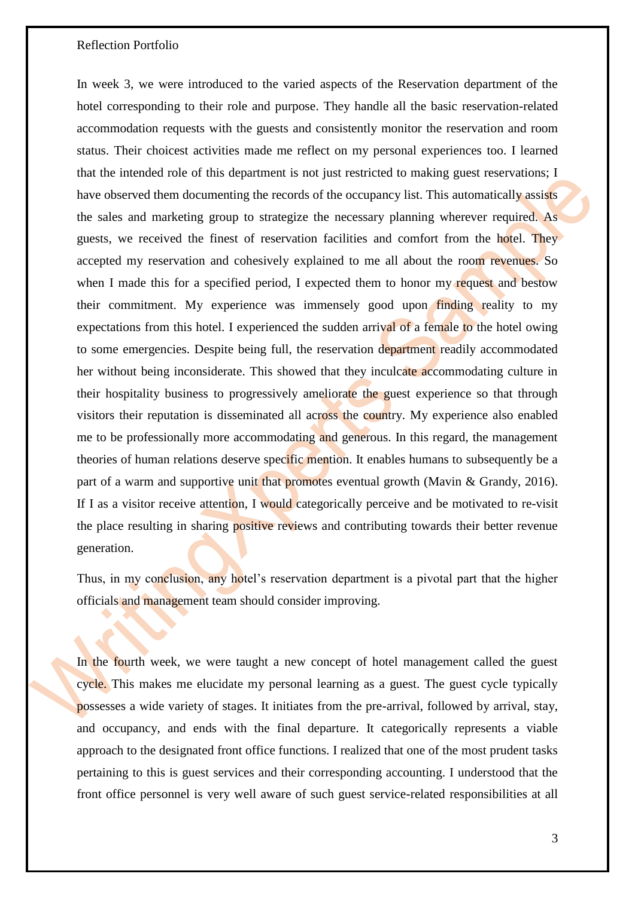In week 3, we were introduced to the varied aspects of the Reservation department of the hotel corresponding to their role and purpose. They handle all the basic reservation-related accommodation requests with the guests and consistently monitor the reservation and room status. Their choicest activities made me reflect on my personal experiences too. I learned that the intended role of this department is not just restricted to making guest reservations; I have observed them documenting the records of the occupancy list. This automatically assists the sales and marketing group to strategize the necessary planning wherever required. As guests, we received the finest of reservation facilities and comfort from the hotel. They accepted my reservation and cohesively explained to me all about the room revenues. So when I made this for a specified period, I expected them to honor my request and bestow their commitment. My experience was immensely good upon finding reality to my expectations from this hotel. I experienced the sudden arrival of a female to the hotel owing to some emergencies. Despite being full, the reservation department readily accommodated her without being inconsiderate. This showed that they inculcate accommodating culture in their hospitality business to progressively ameliorate the guest experience so that through visitors their reputation is disseminated all across the country. My experience also enabled me to be professionally more accommodating and generous. In this regard, the management theories of human relations deserve specific mention. It enables humans to subsequently be a part of a warm and supportive unit that promotes eventual growth (Mavin & Grandy, 2016). If I as a visitor receive attention, I would categorically perceive and be motivated to re-visit the place resulting in sharing positive reviews and contributing towards their better revenue generation.

Thus, in my conclusion, any hotel's reservation department is a pivotal part that the higher officials and management team should consider improving.

In the fourth week, we were taught a new concept of hotel management called the guest cycle. This makes me elucidate my personal learning as a guest. The guest cycle typically possesses a wide variety of stages. It initiates from the pre-arrival, followed by arrival, stay, and occupancy, and ends with the final departure. It categorically represents a viable approach to the designated front office functions. I realized that one of the most prudent tasks pertaining to this is guest services and their corresponding accounting. I understood that the front office personnel is very well aware of such guest service-related responsibilities at all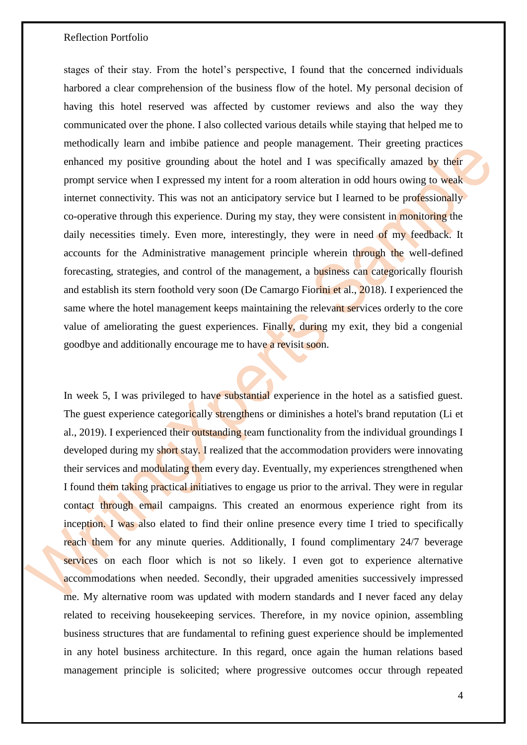stages of their stay. From the hotel's perspective, I found that the concerned individuals harbored a clear comprehension of the business flow of the hotel. My personal decision of having this hotel reserved was affected by customer reviews and also the way they communicated over the phone. I also collected various details while staying that helped me to methodically learn and imbibe patience and people management. Their greeting practices enhanced my positive grounding about the hotel and I was specifically amazed by their prompt service when I expressed my intent for a room alteration in odd hours owing to weak internet connectivity. This was not an anticipatory service but I learned to be professionally co-operative through this experience. During my stay, they were consistent in monitoring the daily necessities timely. Even more, interestingly, they were in need of my feedback. It accounts for the Administrative management principle wherein through the well-defined forecasting, strategies, and control of the management, a business can categorically flourish and establish its stern foothold very soon (De Camargo Fiorini et al., 2018). I experienced the same where the hotel management keeps maintaining the relevant services orderly to the core value of ameliorating the guest experiences. Finally, during my exit, they bid a congenial goodbye and additionally encourage me to have a revisit soon.

In week 5, I was privileged to have substantial experience in the hotel as a satisfied guest. The guest experience categorically strengthens or diminishes a hotel's brand reputation (Li et al., 2019). I experienced their outstanding team functionality from the individual groundings I developed during my short stay. I realized that the accommodation providers were innovating their services and modulating them every day. Eventually, my experiences strengthened when I found them taking practical initiatives to engage us prior to the arrival. They were in regular contact through email campaigns. This created an enormous experience right from its inception. I was also elated to find their online presence every time I tried to specifically reach them for any minute queries. Additionally, I found complimentary 24/7 beverage services on each floor which is not so likely. I even got to experience alternative accommodations when needed. Secondly, their upgraded amenities successively impressed me. My alternative room was updated with modern standards and I never faced any delay related to receiving housekeeping services. Therefore, in my novice opinion, assembling business structures that are fundamental to refining guest experience should be implemented in any hotel business architecture. In this regard, once again the human relations based management principle is solicited; where progressive outcomes occur through repeated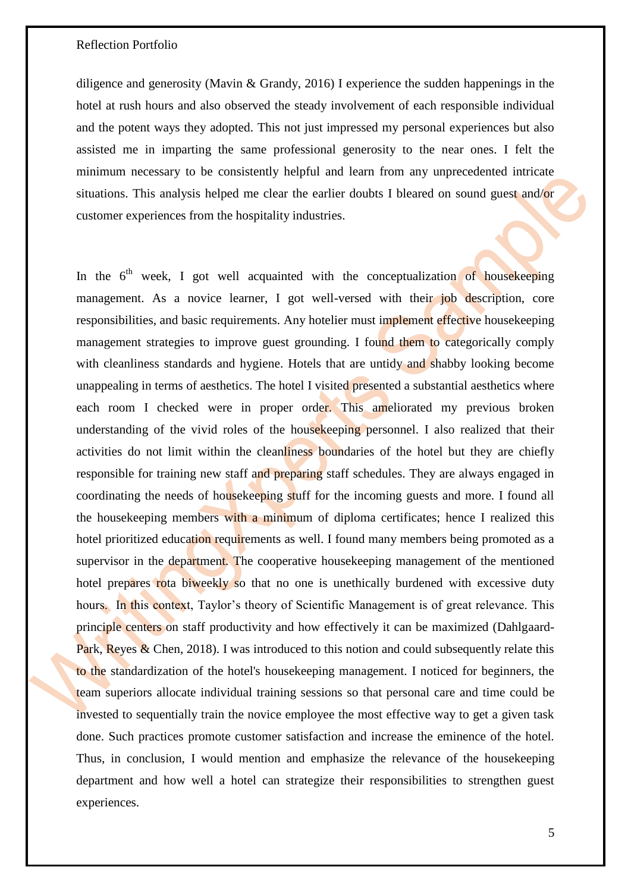diligence and generosity (Mavin & Grandy, 2016) I experience the sudden happenings in the hotel at rush hours and also observed the steady involvement of each responsible individual and the potent ways they adopted. This not just impressed my personal experiences but also assisted me in imparting the same professional generosity to the near ones. I felt the minimum necessary to be consistently helpful and learn from any unprecedented intricate situations. This analysis helped me clear the earlier doubts I bleared on sound guest and/or customer experiences from the hospitality industries.

In the 6th week, I got well acquainted with the conceptualization of housekeeping management. As a novice learner, I got well-versed with their job description, core responsibilities, and basic requirements. Any hotelier must implement effective housekeeping management strategies to improve guest grounding. I found them to categorically comply with cleanliness standards and hygiene. Hotels that are untidy and shabby looking become unappealing in terms of aesthetics. The hotel I visited presented a substantial aesthetics where each room I checked were in proper order. This ameliorated my previous broken understanding of the vivid roles of the housekeeping personnel. I also realized that their activities do not limit within the cleanliness boundaries of the hotel but they are chiefly responsible for training new staff and preparing staff schedules. They are always engaged in coordinating the needs of housekeeping stuff for the incoming guests and more. I found all the housekeeping members with a minimum of diploma certificates; hence I realized this hotel prioritized education requirements as well. I found many members being promoted as a supervisor in the department. The cooperative housekeeping management of the mentioned hotel prepares rota biweekly so that no one is unethically burdened with excessive duty hours. In this context, Taylor's theory of Scientific Management is of great relevance. This principle centers on staff productivity and how effectively it can be maximized (Dahlgaard-Park, Reyes & Chen, 2018). I was introduced to this notion and could subsequently relate this to the standardization of the hotel's housekeeping management. I noticed for beginners, the team superiors allocate individual training sessions so that personal care and time could be invested to sequentially train the novice employee the most effective way to get a given task done. Such practices promote customer satisfaction and increase the eminence of the hotel. Thus, in conclusion, I would mention and emphasize the relevance of the housekeeping department and how well a hotel can strategize their responsibilities to strengthen guest experiences.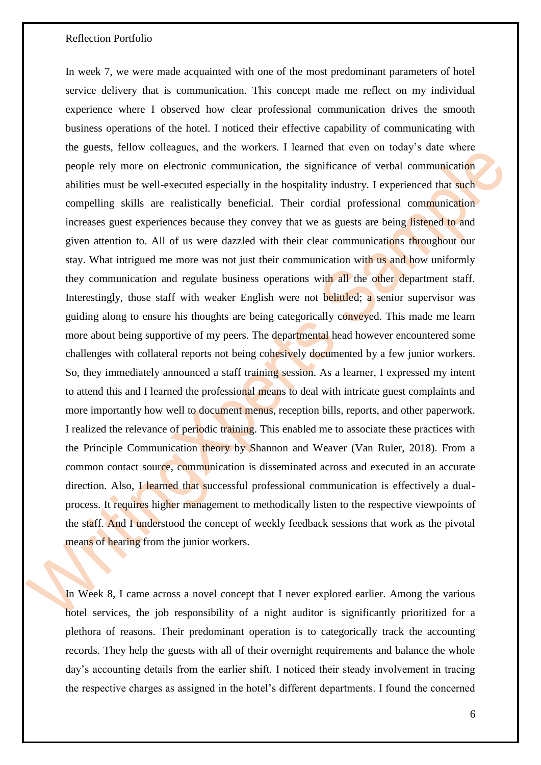In week 7, we were made acquainted with one of the most predominant parameters of hotel service delivery that is communication. This concept made me reflect on my individual experience where I observed how clear professional communication drives the smooth business operations of the hotel. I noticed their effective capability of communicating with the guests, fellow colleagues, and the workers. I learned that even on today's date where people rely more on electronic communication, the significance of verbal communication abilities must be well-executed especially in the hospitality industry. I experienced that such compelling skills are realistically beneficial. Their cordial professional communication increases guest experiences because they convey that we as guests are being listened to and given attention to. All of us were dazzled with their clear communications throughout our stay. What intrigued me more was not just their communication with us and how uniformly they communication and regulate business operations with all the other department staff. Interestingly, those staff with weaker English were not belittled; a senior supervisor was guiding along to ensure his thoughts are being categorically conveyed. This made me learn more about being supportive of my peers. The departmental head however encountered some challenges with collateral reports not being cohesively documented by a few junior workers. So, they immediately announced a staff training session. As a learner, I expressed my intent to attend this and I learned the professional means to deal with intricate guest complaints and more importantly how well to document menus, reception bills, reports, and other paperwork. I realized the relevance of periodic training. This enabled me to associate these practices with the Principle Communication theory by Shannon and Weaver (Van Ruler, 2018). From a common contact source, communication is disseminated across and executed in an accurate direction. Also, I learned that successful professional communication is effectively a dual-process. It requires higher management to methodically listen to the respective viewpoints of the staff. And I understood the concept of weekly feedback sessions that work as the pivotal means of hearing from the junior workers.

In Week 8, I came across a novel concept that I never explored earlier. Among the various hotel services, the job responsibility of a night auditor is significantly prioritized for a plethora of reasons. Their predominant operation is to categorically track the accounting records. They help the guests with all of their overnight requirements and balance the whole day's accounting details from the earlier shift. I noticed their steady involvement in tracing the respective charges as assigned in the hotel's different departments. I found the concerned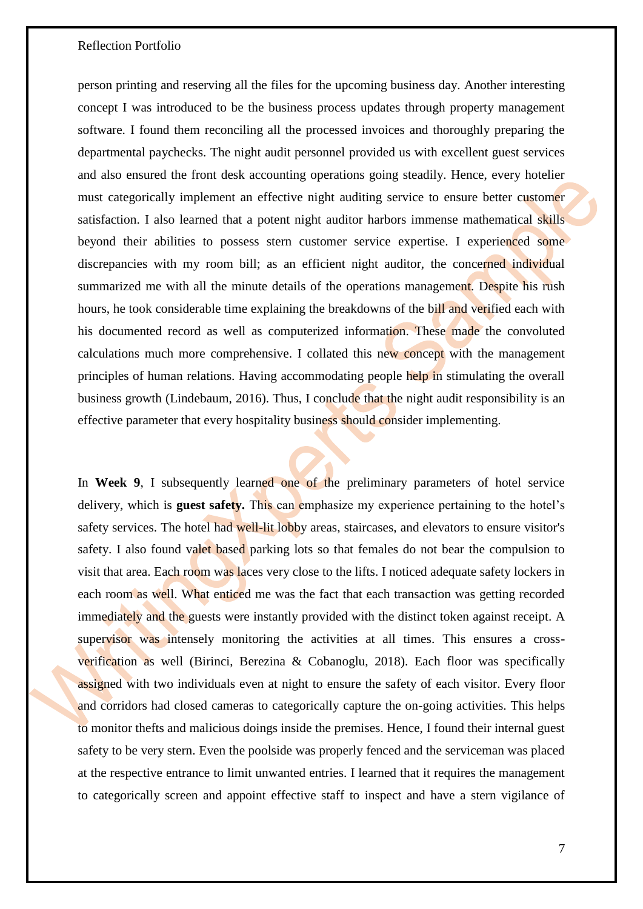person printing and reserving all the files for the upcoming business day. Another interesting concept I was introduced to be the business process updates through property management software. I found them reconciling all the processed invoices and thoroughly preparing the departmental paychecks. The night audit personnel provided us with excellent guest services and also ensured the front desk accounting operations going steadily. Hence, every hotelier must categorically implement an effective night auditing service to ensure better customer satisfaction. I also learned that a potent night auditor harbors immense mathematical skills beyond their abilities to possess stern customer service expertise. I experienced some discrepancies with my room bill; as an efficient night auditor, the concerned individual summarized me with all the minute details of the operations management. Despite his rush hours, he took considerable time explaining the breakdowns of the bill and verified each with his documented record as well as computerized information. These made the convoluted calculations much more comprehensive. I collated this new concept with the management principles of human relations. Having accommodating people help in stimulating the overall business growth (Lindebaum, 2016). Thus, I conclude that the night audit responsibility is an effective parameter that every hospitality business should consider implementing.

In **Week 9**, I subsequently learned one of the preliminary parameters of hotel service delivery, which is **guest safety.** This can emphasize my experience pertaining to the hotel's safety services. The hotel had well-lit lobby areas, staircases, and elevators to ensure visitor's safety. I also found valet based parking lots so that females do not bear the compulsion to visit that area. Each room was laces very close to the lifts. I noticed adequate safety lockers in each room as well. What enticed me was the fact that each transaction was getting recorded immediately and the guests were instantly provided with the distinct token against receipt. A supervisor was intensely monitoring the activities at all times. This ensures a cross-verification as well (Birinci, Berezina & Cobanoglu, 2018). Each floor was specifically assigned with two individuals even at night to ensure the safety of each visitor. Every floor and corridors had closed cameras to categorically capture the on-going activities. This helps to monitor thefts and malicious doings inside the premises. Hence, I found their internal guest safety to be very stern. Even the poolside was properly fenced and the serviceman was placed at the respective entrance to limit unwanted entries. I learned that it requires the management to categorically screen and appoint effective staff to inspect and have a stern vigilance of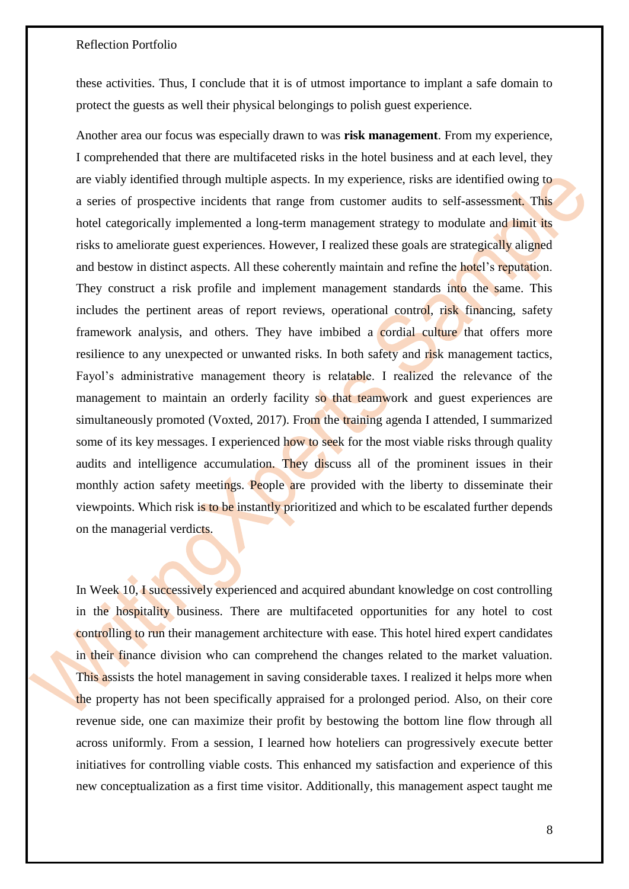these activities. Thus, I conclude that it is of utmost importance to implant a safe domain to protect the guests as well their physical belongings to polish guest experience.

Another area our focus was especially drawn to was **risk management**. From my experience, I comprehended that there are multifaceted risks in the hotel business and at each level, they are viably identified through multiple aspects. In my experience, risks are identified owing to a series of prospective incidents that range from customer audits to self-assessment. This hotel categorically implemented a long-term management strategy to modulate and limit its risks to ameliorate guest experiences. However, I realized these goals are strategically aligned and bestow in distinct aspects. All these coherently maintain and refine the hotel's reputation. They construct a risk profile and implement management standards into the same. This includes the pertinent areas of report reviews, operational control, risk financing, safety framework analysis, and others. They have imbibed a cordial culture that offers more resilience to any unexpected or unwanted risks. In both safety and risk management tactics, Fayol's administrative management theory is relatable. I realized the relevance of the management to maintain an orderly facility so that teamwork and guest experiences are simultaneously promoted (Voxted, 2017). From the training agenda I attended, I summarized some of its key messages. I experienced how to seek for the most viable risks through quality audits and intelligence accumulation. They discuss all of the prominent issues in their monthly action safety meetings. People are provided with the liberty to disseminate their viewpoints. Which risk is to be instantly prioritized and which to be escalated further depends on the managerial verdicts.

In Week 10, I successively experienced and acquired abundant knowledge on cost controlling in the hospitality business. There are multifaceted opportunities for any hotel to cost controlling to run their management architecture with ease. This hotel hired expert candidates in their finance division who can comprehend the changes related to the market valuation. This assists the hotel management in saving considerable taxes. I realized it helps more when the property has not been specifically appraised for a prolonged period. Also, on their core revenue side, one can maximize their profit by bestowing the bottom line flow through all across uniformly. From a session, I learned how hoteliers can progressively execute better initiatives for controlling viable costs. This enhanced my satisfaction and experience of this new conceptualization as a first time visitor. Additionally, this management aspect taught me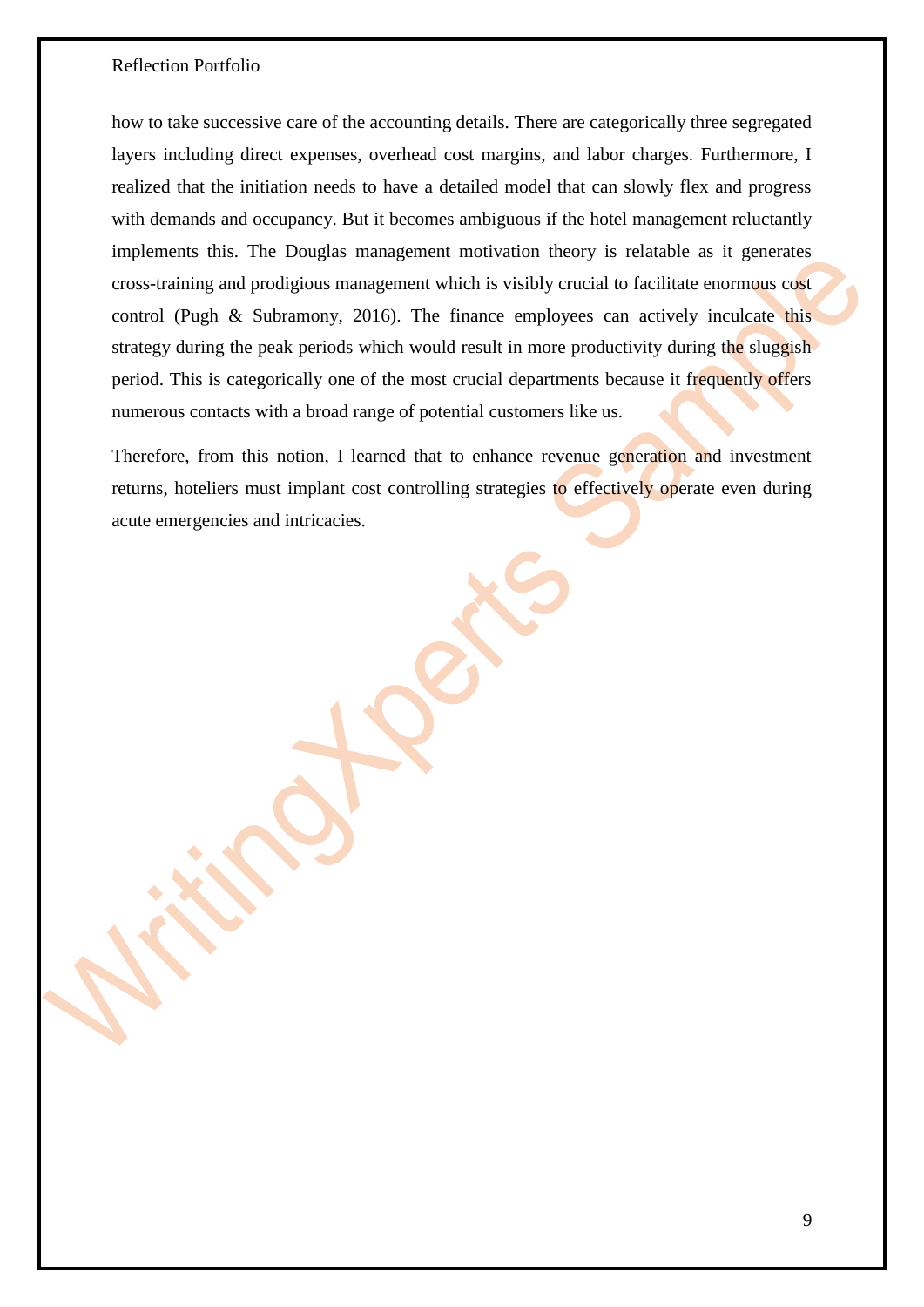how to take successive care of the accounting details. There are categorically three segregated layers including direct expenses, overhead cost margins, and labor charges. Furthermore, I realized that the initiation needs to have a detailed model that can slowly flex and progress with demands and occupancy. But it becomes ambiguous if the hotel management reluctantly implements this. The Douglas management motivation theory is relatable as it generates cross-training and prodigious management which is visibly crucial to facilitate enormous cost control (Pugh & Subramony, 2016). The finance employees can actively inculcate this strategy during the peak periods which would result in more productivity during the sluggish period. This is categorically one of the most crucial departments because it frequently offers numerous contacts with a broad range of potential customers like us.

Therefore, from this notion, I learned that to enhance revenue generation and investment returns, hoteliers must implant cost controlling strategies to effectively operate even during acute emergencies and intricacies.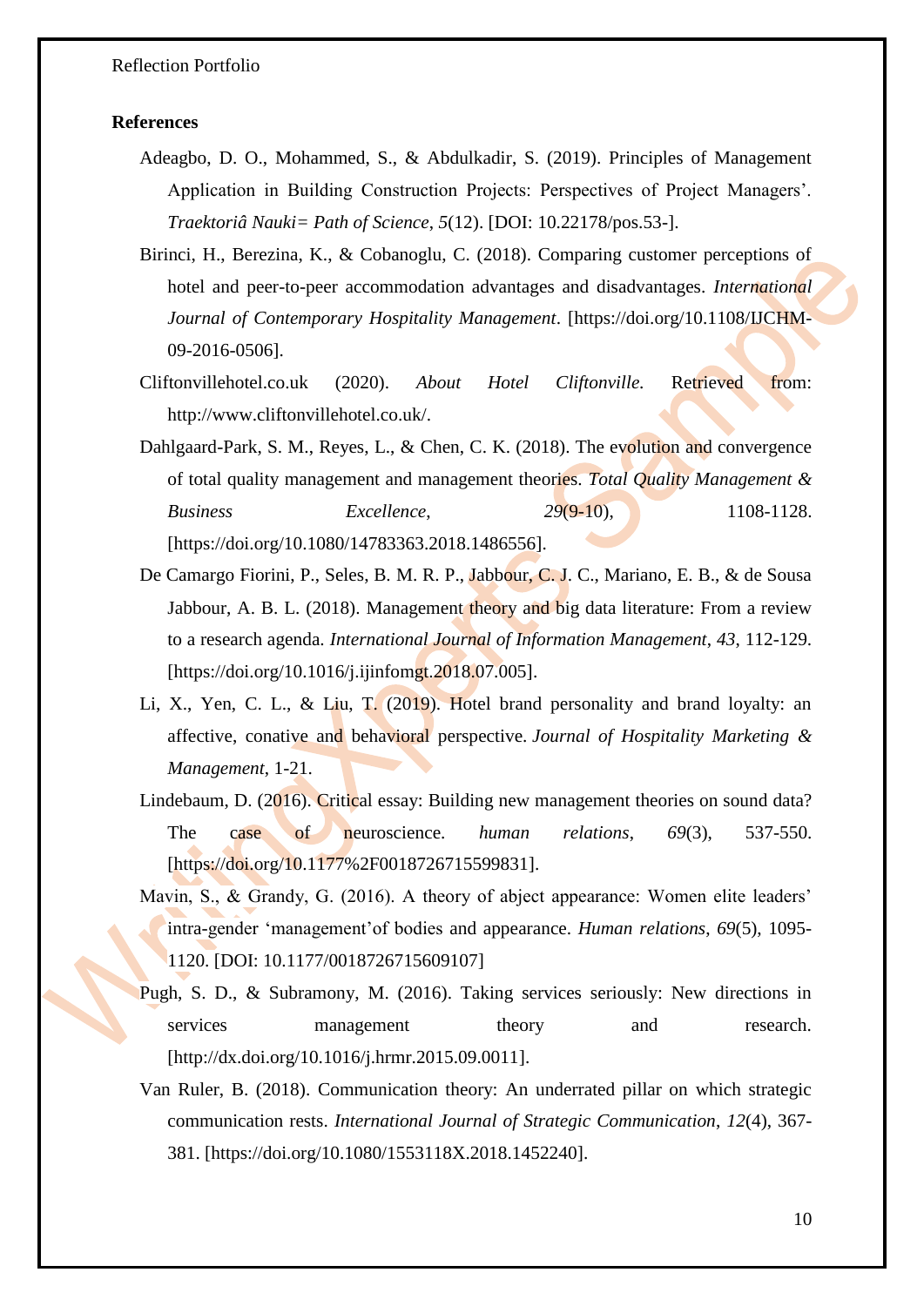## References

Adeagbo, D. O., Mohammed, S., & Abdulkadir, S. (2019). Principles of Management Application in Building Construction Projects: Perspectives of Project Managers'. *Traektoriâ Nauki= Path of Science*, *5*(12). [DOI: 10.22178/pos.53-].

Birinci, H., Berezina, K., & Cobanoglu, C. (2018). Comparing customer perceptions of hotel and peer-to-peer accommodation advantages and disadvantages. *International Journal of Contemporary Hospitality Management*. [https://doi.org/10.1108/IJCHM-09-2016-0506].

Cliftonvillehotel.co.uk (2020). *About Hotel Cliftonville.* Retrieved from: http://www.cliftonvillehotel.co.uk/.

Dahlgaard-Park, S. M., Reyes, L., & Chen, C. K. (2018). The evolution and convergence of total quality management and management theories. *Total Quality Management & Business Excellence*, *29*(9-10), 1108-1128. [https://doi.org/10.1080/14783363.2018.1486556].

De Camargo Fiorini, P., Seles, B. M. R. P., Jabbour, C. J. C., Mariano, E. B., & de Sousa Jabbour, A. B. L. (2018). Management theory and big data literature: From a review to a research agenda. *International Journal of Information Management*, *43*, 112-129. [https://doi.org/10.1016/j.ijinfomgt.2018.07.005].

Li, X., Yen, C. L., & Liu, T. (2019). Hotel brand personality and brand loyalty: an affective, conative and behavioral perspective. *Journal of Hospitality Marketing & Management*, 1-21.

Lindebaum, D. (2016). Critical essay: Building new management theories on sound data? The case of neuroscience. *human relations*, *69*(3), 537-550. [https://doi.org/10.1177%2F0018726715599831].

Mavin, S., & Grandy, G. (2016). A theory of abject appearance: Women elite leaders' intra-gender 'management' of bodies and appearance. *Human relations*, *69*(5), 1095-1120. [DOI: 10.1177/0018726715609107]

Pugh, S. D., & Subramony, M. (2016). Taking services seriously: New directions in services management theory and research. [http://dx.doi.org/10.1016/j.hrmr.2015.09.0011].

Van Ruler, B. (2018). Communication theory: An underrated pillar on which strategic communication rests. *International Journal of Strategic Communication*, *12*(4), 367-381. [https://doi.org/10.1080/1553118X.2018.1452240].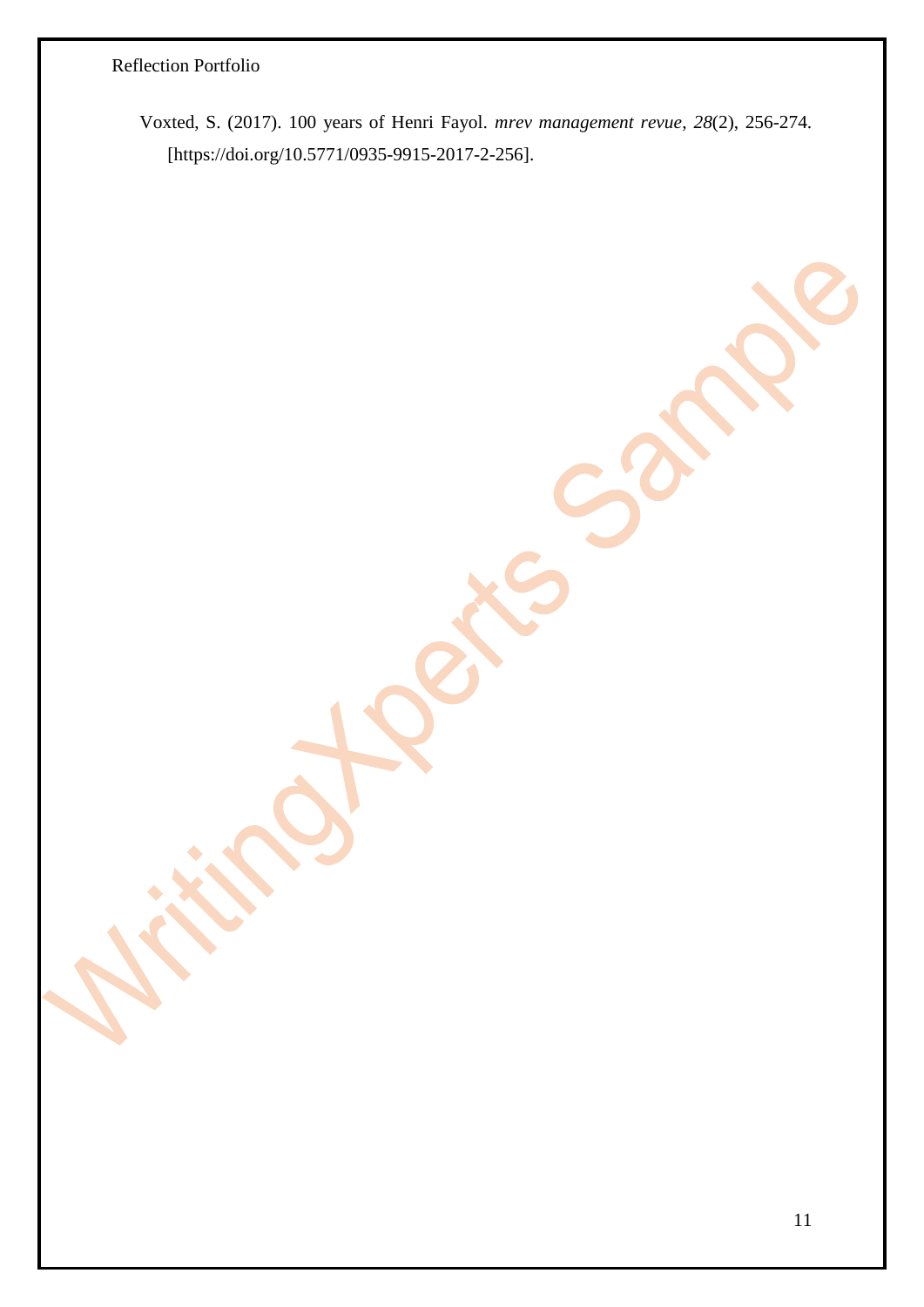Voxted, S. (2017). 100 years of Henri Fayol. *mrev management revue*, *28*(2), 256-274. [https://doi.org/10.5771/0935-9915-2017-2-256].